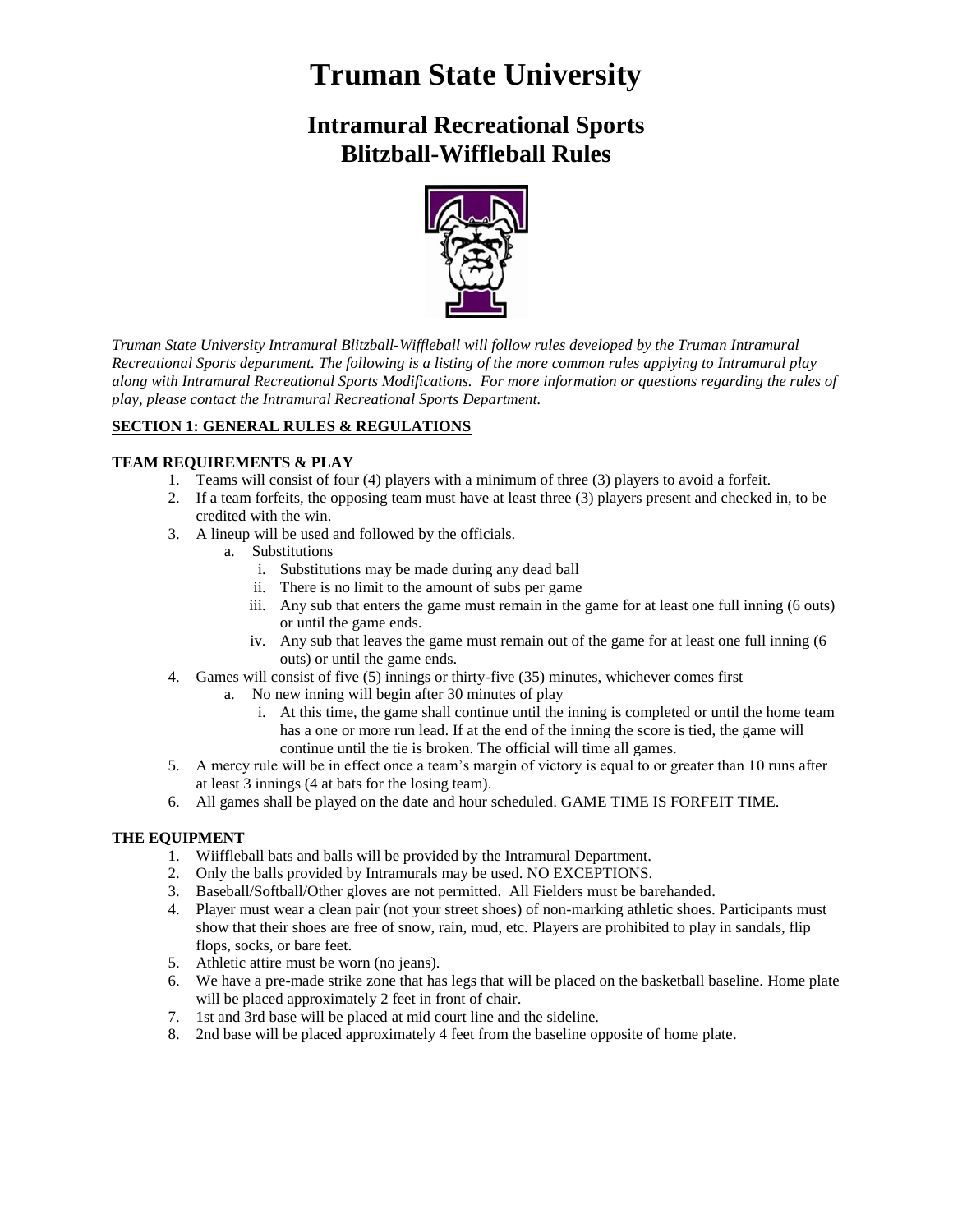# Truman State University

## Intramural Recreational Sports
## Blitzball-Wiffleball Rules

*Truman State University Intramural Blitzball-Wiffleball will follow rules developed by the Truman Intramural Recreational Sports department. The following is a listing of the more common rules applying to Intramural play along with Intramural Recreational Sports Modifications. For more information or questions regarding the rules of play, please contact the Intramural Recreational Sports Department.*

### SECTION 1: GENERAL RULES & REGULATIONS

#### TEAM REQUIREMENTS & PLAY

1. Teams will consist of four (4) players with a minimum of three (3) players to avoid a forfeit.
2. If a team forfeits, the opposing team must have at least three (3) players present and checked in, to be credited with the win.
3. A lineup will be used and followed by the officials.
   a. Substitutions
      i. Substitutions may be made during any dead ball
      ii. There is no limit to the amount of subs per game
      iii. Any sub that enters the game must remain in the game for at least one full inning (6 outs) or until the game ends.
      iv. Any sub that leaves the game must remain out of the game for at least one full inning (6 outs) or until the game ends.
4. Games will consist of five (5) innings or thirty-five (35) minutes, whichever comes first
   a. No new inning will begin after 30 minutes of play
      i. At this time, the game shall continue until the inning is completed or until the home team has a one or more run lead. If at the end of the inning the score is tied, the game will continue until the tie is broken. The official will time all games.
5. A mercy rule will be in effect once a team's margin of victory is equal to or greater than 10 runs after at least 3 innings (4 at bats for the losing team).
6. All games shall be played on the date and hour scheduled. GAME TIME IS FORFEIT TIME.

#### THE EQUIPMENT

1. Wiiffleball bats and balls will be provided by the Intramural Department.
2. Only the balls provided by Intramurals may be used. NO EXCEPTIONS.
3. Baseball/Softball/Other gloves are not permitted. All Fielders must be barehanded.
4. Player must wear a clean pair (not your street shoes) of non-marking athletic shoes. Participants must show that their shoes are free of snow, rain, mud, etc. Players are prohibited to play in sandals, flip flops, socks, or bare feet.
5. Athletic attire must be worn (no jeans).
6. We have a pre-made strike zone that has legs that will be placed on the basketball baseline. Home plate will be placed approximately 2 feet in front of chair.
7. 1st and 3rd base will be placed at mid court line and the sideline.
8. 2nd base will be placed approximately 4 feet from the baseline opposite of home plate.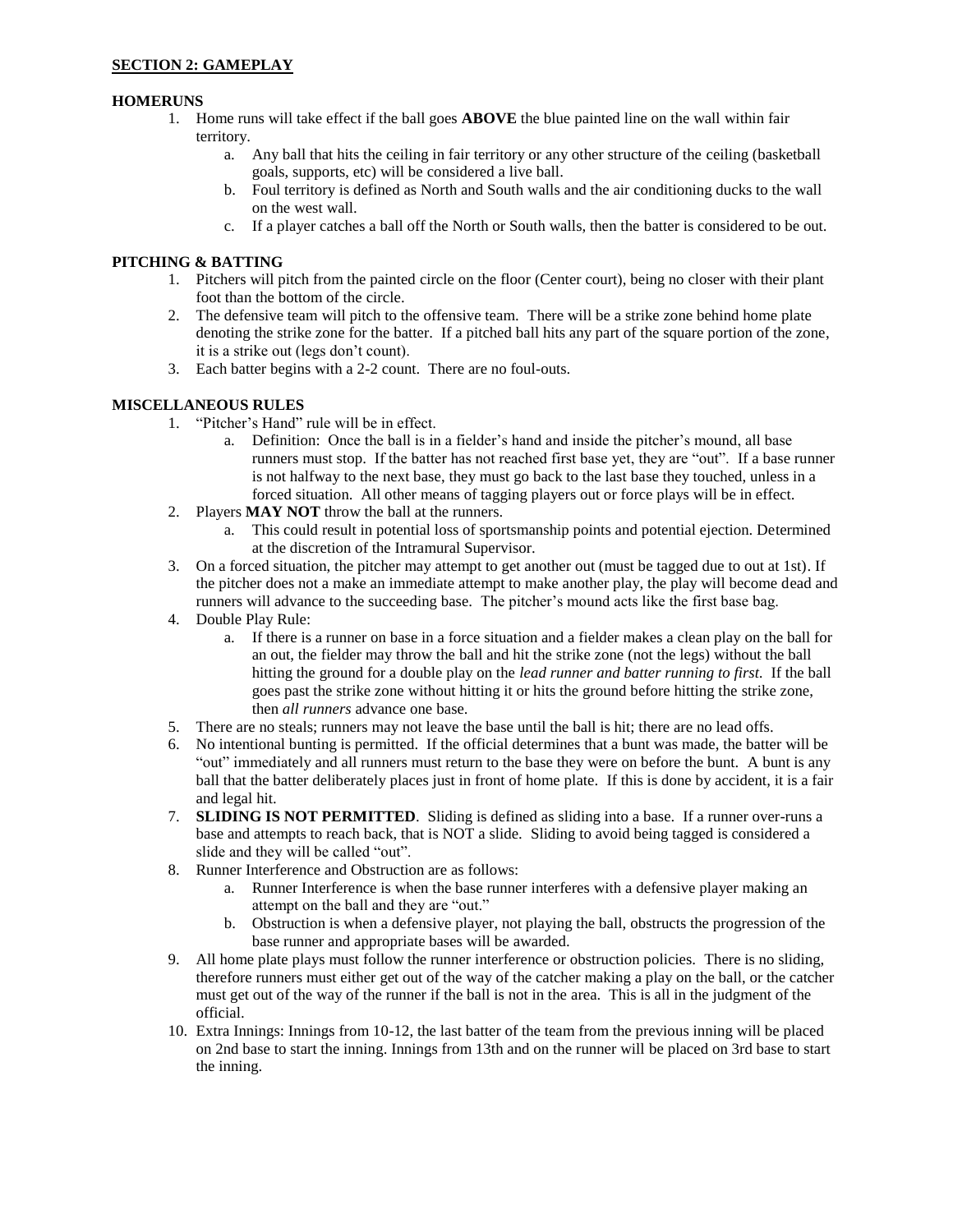## SECTION 2: GAMEPLAY

### HOMERUNS

1. Home runs will take effect if the ball goes **ABOVE** the blue painted line on the wall within fair territory.
    a. Any ball that hits the ceiling in fair territory or any other structure of the ceiling (basketball goals, supports, etc) will be considered a live ball.
    b. Foul territory is defined as North and South walls and the air conditioning ducks to the wall on the west wall.
    c. If a player catches a ball off the North or South walls, then the batter is considered to be out.

### PITCHING & BATTING

1. Pitchers will pitch from the painted circle on the floor (Center court), being no closer with their plant foot than the bottom of the circle.
2. The defensive team will pitch to the offensive team. There will be a strike zone behind home plate denoting the strike zone for the batter. If a pitched ball hits any part of the square portion of the zone, it is a strike out (legs don't count).
3. Each batter begins with a 2-2 count. There are no foul-outs.

### MISCELLANEOUS RULES

1. "Pitcher's Hand" rule will be in effect.
    a. Definition: Once the ball is in a fielder's hand and inside the pitcher's mound, all base runners must stop. If the batter has not reached first base yet, they are "out". If a base runner is not halfway to the next base, they must go back to the last base they touched, unless in a forced situation. All other means of tagging players out or force plays will be in effect.
2. Players **MAY NOT** throw the ball at the runners.
    a. This could result in potential loss of sportsmanship points and potential ejection. Determined at the discretion of the Intramural Supervisor.
3. On a forced situation, the pitcher may attempt to get another out (must be tagged due to out at 1st). If the pitcher does not a make an immediate attempt to make another play, the play will become dead and runners will advance to the succeeding base. The pitcher's mound acts like the first base bag.
4. Double Play Rule:
    a. If there is a runner on base in a force situation and a fielder makes a clean play on the ball for an out, the fielder may throw the ball and hit the strike zone (not the legs) without the ball hitting the ground for a double play on the *lead runner and batter running to first.* If the ball goes past the strike zone without hitting it or hits the ground before hitting the strike zone, then *all runners* advance one base.
5. There are no steals; runners may not leave the base until the ball is hit; there are no lead offs.
6. No intentional bunting is permitted. If the official determines that a bunt was made, the batter will be "out" immediately and all runners must return to the base they were on before the bunt. A bunt is any ball that the batter deliberately places just in front of home plate. If this is done by accident, it is a fair and legal hit.
7. **SLIDING IS NOT PERMITTED**. Sliding is defined as sliding into a base. If a runner over-runs a base and attempts to reach back, that is NOT a slide. Sliding to avoid being tagged is considered a slide and they will be called "out".
8. Runner Interference and Obstruction are as follows:
    a. Runner Interference is when the base runner interferes with a defensive player making an attempt on the ball and they are "out."
    b. Obstruction is when a defensive player, not playing the ball, obstructs the progression of the base runner and appropriate bases will be awarded.
9. All home plate plays must follow the runner interference or obstruction policies. There is no sliding, therefore runners must either get out of the way of the catcher making a play on the ball, or the catcher must get out of the way of the runner if the ball is not in the area. This is all in the judgment of the official.
10. Extra Innings: Innings from 10-12, the last batter of the team from the previous inning will be placed on 2nd base to start the inning. Innings from 13th and on the runner will be placed on 3rd base to start the inning.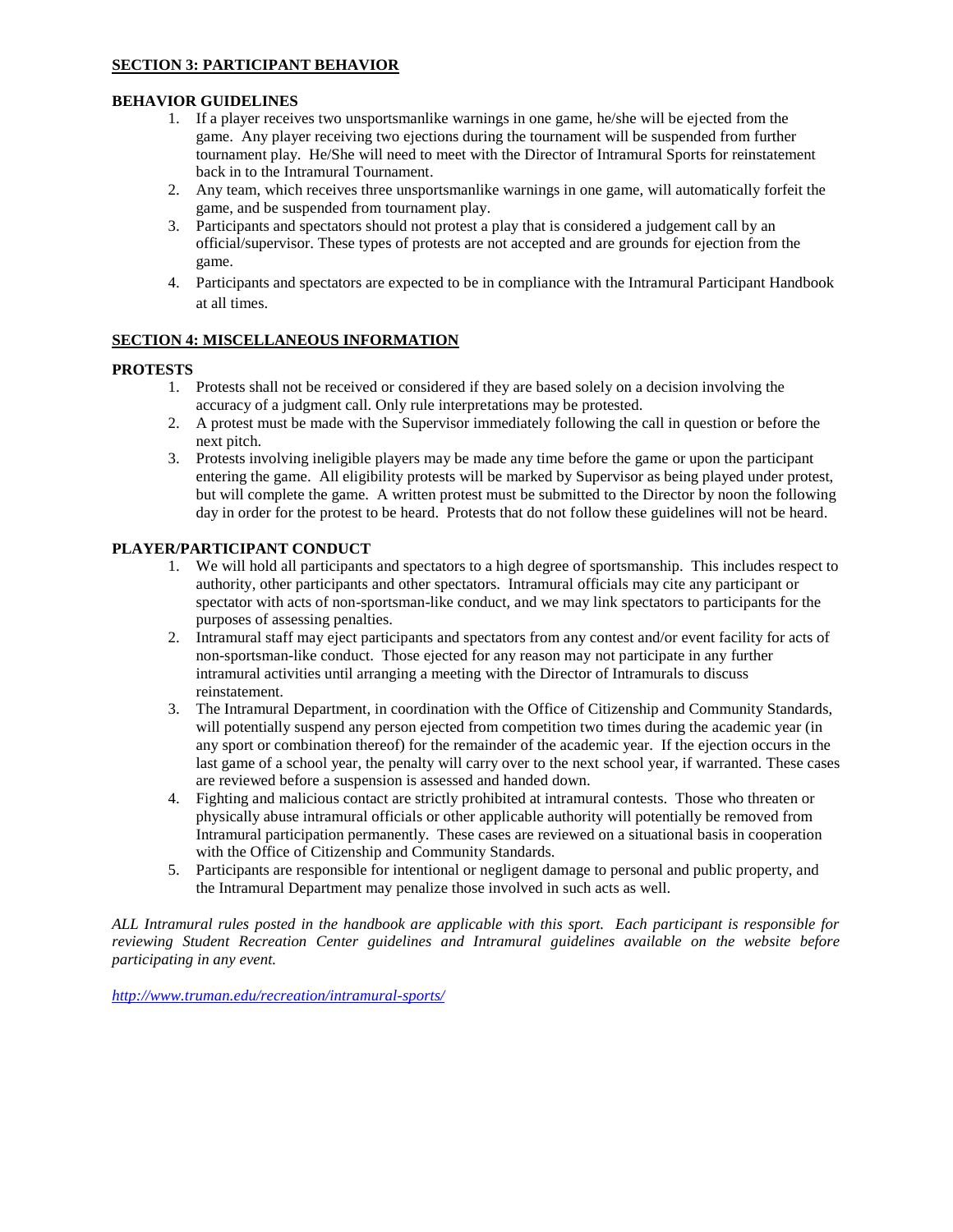## SECTION 3: PARTICIPANT BEHAVIOR

### BEHAVIOR GUIDELINES

1. If a player receives two unsportsmanlike warnings in one game, he/she will be ejected from the game. Any player receiving two ejections during the tournament will be suspended from further tournament play. He/She will need to meet with the Director of Intramural Sports for reinstatement back in to the Intramural Tournament.
2. Any team, which receives three unsportsmanlike warnings in one game, will automatically forfeit the game, and be suspended from tournament play.
3. Participants and spectators should not protest a play that is considered a judgement call by an official/supervisor. These types of protests are not accepted and are grounds for ejection from the game.
4. Participants and spectators are expected to be in compliance with the Intramural Participant Handbook at all times.

## SECTION 4: MISCELLANEOUS INFORMATION

### PROTESTS

1. Protests shall not be received or considered if they are based solely on a decision involving the accuracy of a judgment call. Only rule interpretations may be protested.
2. A protest must be made with the Supervisor immediately following the call in question or before the next pitch.
3. Protests involving ineligible players may be made any time before the game or upon the participant entering the game. All eligibility protests will be marked by Supervisor as being played under protest, but will complete the game. A written protest must be submitted to the Director by noon the following day in order for the protest to be heard. Protests that do not follow these guidelines will not be heard.

### PLAYER/PARTICIPANT CONDUCT

1. We will hold all participants and spectators to a high degree of sportsmanship. This includes respect to authority, other participants and other spectators. Intramural officials may cite any participant or spectator with acts of non-sportsman-like conduct, and we may link spectators to participants for the purposes of assessing penalties.
2. Intramural staff may eject participants and spectators from any contest and/or event facility for acts of non-sportsman-like conduct. Those ejected for any reason may not participate in any further intramural activities until arranging a meeting with the Director of Intramurals to discuss reinstatement.
3. The Intramural Department, in coordination with the Office of Citizenship and Community Standards, will potentially suspend any person ejected from competition two times during the academic year (in any sport or combination thereof) for the remainder of the academic year. If the ejection occurs in the last game of a school year, the penalty will carry over to the next school year, if warranted. These cases are reviewed before a suspension is assessed and handed down.
4. Fighting and malicious contact are strictly prohibited at intramural contests. Those who threaten or physically abuse intramural officials or other applicable authority will potentially be removed from Intramural participation permanently. These cases are reviewed on a situational basis in cooperation with the Office of Citizenship and Community Standards.
5. Participants are responsible for intentional or negligent damage to personal and public property, and the Intramural Department may penalize those involved in such acts as well.

*ALL Intramural rules posted in the handbook are applicable with this sport. Each participant is responsible for reviewing Student Recreation Center guidelines and Intramural guidelines available on the website before participating in any event.*

*http://www.truman.edu/recreation/intramural-sports/*